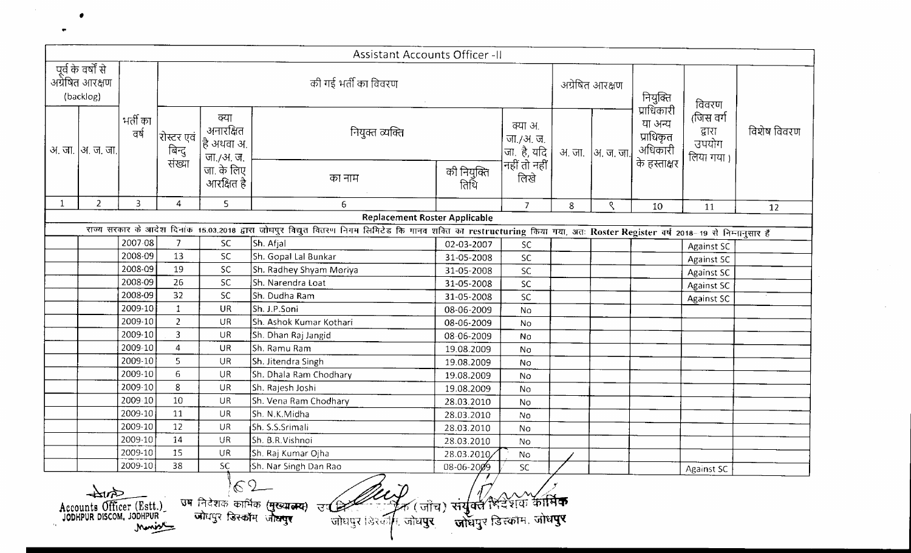## Assistant Accounts Officer -II

| पूर्व के वर्षों से अग्रेषित आरक्षण (backlog) | | भर्ती का वर्ष | की गई भर्ती का विवरण | | | | क्या अ. जा./अ. ज. जा. है, यदि नहीं तो नहीं लिखे | अग्रेषित आरक्षण | | नियुक्ति प्राधिकारी या अन्य प्राधिकृत अधिकारी के हस्ताक्षर | विवरण (जिस वर्ग द्वारा उपयोग लिया गया ) | विशेष विवरण |
|---|---|---|---|---|---|---|---|---|---|---|---|---|
| अ. जा. | अ. ज. जा. | | रोस्टर एवं बिन्दु संख्या | क्या अनारक्षित है अथवा अ. जा./अ. ज. जा. के लिए आरक्षित है | नियुक्त व्यक्ति का नाम | की नियुक्ति तिथि | | अ. जा. | अ. ज. जा. | | | |
| 1 | 2 | 3 | 4 | 5 | 6 | | 7 | 8 | ९ | 10 | 11 | 12 |
| **Replacement Roster Applicable** | | | | | | | | | | | | |
| राज्य सरकार के आदेश दिनांक 15.03.2018 द्वारा जोधपुर विद्युत वितरण निगम लिमिटेड कि मानव शक्ति का restructuring किया गया, अतः Roster Register वर्ष 2018–19 से निम्नानुसार हैं | | | | | | | | | | | | |
| | | 2007-08 | 7 | SC | Sh. Afjal | 02-03-2007 | SC | | | | Against SC | |
| | | 2008-09 | 13 | SC | Sh. Gopal Lal Bunkar | 31-05-2008 | SC | | | | Against SC | |
| | | 2008-09 | 19 | SC | Sh. Radhey Shyam Moriya | 31-05-2008 | SC | | | | Against SC | |
| | | 2008-09 | 26 | SC | Sh. Narendra Loat | 31-05-2008 | SC | | | | Against SC | |
| | | 2008-09 | 32 | SC | Sh. Dudha Ram | 31-05-2008 | SC | | | | Against SC | |
| | | 2009-10 | 1 | UR | Sh. J.P.Soni | 08-06-2009 | No | | | | | |
| | | 2009-10 | 2 | UR | Sh. Ashok Kumar Kothari | 08-06-2009 | No | | | | | |
| | | 2009-10 | 3 | UR | Sh. Dhan Raj Jangid | 08-06-2009 | No | | | | | |
| | | 2009-10 | 4 | UR | Sh. Ramu Ram | 19.08.2009 | No | | | | | |
| | | 2009-10 | 5 | UR | Sh. Jitendra Singh | 19.08.2009 | No | | | | | |
| | | 2009-10 | 6 | UR | Sh. Dhala Ram Chodhary | 19.08.2009 | No | | | | | |
| | | 2009-10 | 8 | UR | Sh. Rajesh Joshi | 19.08.2009 | No | | | | | |
| | | 2009-10 | 10 | UR | Sh. Vena Ram Chodhary | 28.03.2010 | No | | | | | |
| | | 2009-10 | 11 | UR | Sh. N.K.Midha | 28.03.2010 | No | | | | | |
| | | 2009-10 | 12 | UR | Sh. S.S.Srimali | 28.03.2010 | No | | | | | |
| | | 2009-10 | 14 | UR | Sh. B.R.Vishnoi | 28.03.2010 | No | | | | | |
| | | 2009-10 | 15 | UR | Sh. Raj Kumar Ojha | 28.03.2010 | No | | | | | |
| | | 2009-10 | 38 | SC | Sh. Nar Singh Dan Rao | 08-06-2009 | SC | | | | Against SC | |

Accounts Officer (Estt.) JODHPUR DISCOM, JODHPUR

उप निदेशक कार्मिक (मुख्यालय) जोधपुर डिस्कॉम जोधपुर

उप निदेशक कार्मिक (जाँच) जोधपुर डिस्कॉम, जोधपुर

संयुक्त निदेशक कार्मिक जोधपुर डिस्कॉम, जोधपुर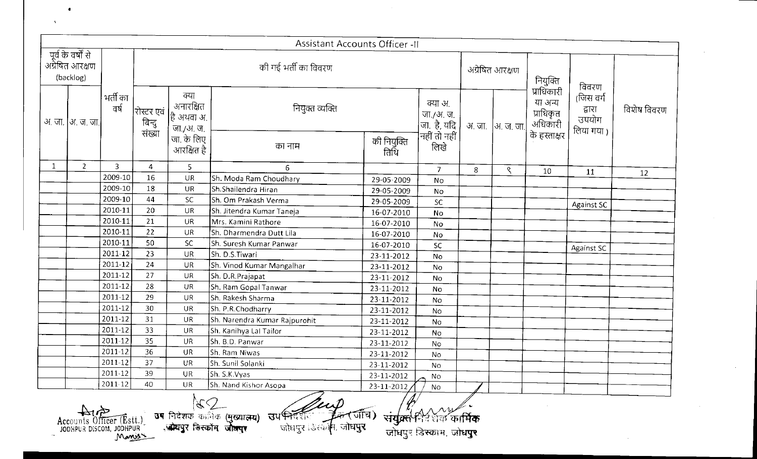| Assistant Accounts Officer -II | | | | | | | | | | | | | |
|---|---|---|---|---|---|---|---|---|---|---|---|---|---|
| पूर्व के वर्षों से अग्रेषित आरक्षण (backlog) | | भर्ती का वर्ष | की गई भर्ती का विवरण | | | | | अग्रेषित आरक्षण | | नियुक्ति प्राधिकारी या अन्य प्राधिकृत अधिकारी के हस्ताक्षर | विवरण (जिस वर्ग द्वारा उपयोग लिया गया) | विशेष विवरण |
| अ. जा. | अ. ज. जा. | | रोस्टर एवं बिन्दु संख्या | क्या अनारक्षित है अथवा अ. जा./अ. ज. जा. के लिए आरक्षित है | नियुक्त व्यक्ति का नाम | की नियुक्ति तिथि | क्या अ. जा./अ. ज. जा. है, यदि नहीं तो नहीं लिखे | अ. जा. | अ. ज. जा. | | | |
| 1 | 2 | 3 | 4 | 5 | 6 | | 7 | 8 | ९ | 10 | 11 | 12 |
| | | 2009-10 | 16 | UR | Sh. Moda Ram Choudhary | 29-05-2009 | No | | | | | |
| | | 2009-10 | 18 | UR | Sh.Shailendra Hiran | 29-05-2009 | No | | | | | |
| | | 2009-10 | 44 | SC | Sh. Om Prakash Verma | 29-05-2009 | SC | | | | Against SC | |
| | | 2010-11 | 20 | UR | Sh. Jitendra Kumar Taneja | 16-07-2010 | No | | | | | |
| | | 2010-11 | 21 | UR | Mrs. Kamini Rathore | 16-07-2010 | No | | | | | |
| | | 2010-11 | 22 | UR | Sh. Dharmendra Dutt Lila | 16-07-2010 | No | | | | | |
| | | 2010-11 | 50 | SC | Sh. Suresh Kumar Panwar | 16-07-2010 | SC | | | | Against SC | |
| | | 2011-12 | 23 | UR | Sh. D.S.Tiwari | 23-11-2012 | No | | | | | |
| | | 2011-12 | 24 | UR | Sh. Vinod Kumar Mangalhar | 23-11-2012 | No | | | | | |
| | | 2011-12 | 27 | UR | Sh. D.R.Prajapat | 23-11-2012 | No | | | | | |
| | | 2011-12 | 28 | UR | Sh. Ram Gopal Tanwar | 23-11-2012 | No | | | | | |
| | | 2011-12 | 29 | UR | Sh. Rakesh Sharma | 23-11-2012 | No | | | | | |
| | | 2011-12 | 30 | UR | Sh. P.R.Chodharry | 23-11-2012 | No | | | | | |
| | | 2011-12 | 31 | UR | Sh. Narendra Kumar Rajpurohit | 23-11-2012 | No | | | | | |
| | | 2011-12 | 33 | UR | Sh. Kanihya Lal Tailor | 23-11-2012 | No | | | | | |
| | | 2011-12 | 35 | UR | Sh. B.D. Panwar | 23-11-2012 | No | | | | | |
| | | 2011-12 | 36 | UR | Sh. Ram Niwas | 23-11-2012 | No | | | | | |
| | | 2011-12 | 37 | UR | Sh. Sunil Solanki | 23-11-2012 | No | | | | | |
| | | 2011-12 | 39 | UR | Sh. S.K.Vyas | 23-11-2012 | No | | | | | |
| | | 2011-12 | 40 | UR | Sh. Nand Kishor Asopa | 23-11-2012 | No | | | | | |

Accounts Officer (Estt.) JODHPUR DISCOM, JODHPUR

उप निदेशक कार्मिक (मुख्यालय) जोधपुर डिस्काम जोधपुर

उप निदेशक कार्मिक (जाँच) जोधपुर डिस्काम, जोधपुर

संयुक्त निदेशक कार्मिक जोधपुर डिस्काम, जोधपुर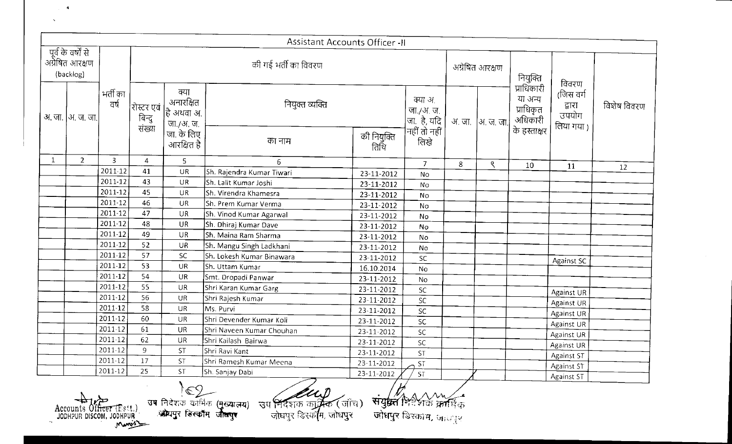| Assistant Accounts Officer -II | | | | | | | | | | | | | |
|---|---|---|---|---|---|---|---|---|---|---|---|---|---|
| पूर्व के वर्षों से अग्रेषित आरक्षण (backlog) | | भर्ती का वर्ष | की गई भर्ती का विवरण | | | | | अग्रेषित आरक्षण | | नियुक्ति प्राधिकारी या अन्य प्राधिकृत अधिकारी के हस्ताक्षर | विवरण (जिस वर्ग द्वारा उपयोग लिया गया ) | विशेष विवरण |
| अ. जा. | अ. ज. जा. | | रोस्टर एवं बिन्दु संख्या | क्या अनारक्षित है अथवा अ. जा./अ. ज. जा. के लिए आरक्षित है | नियुक्त व्यक्ति का नाम | नियुक्त व्यक्ति की नियुक्ति तिथि | क्या अ. जा./अ. ज. जा. है, यदि नहीं तो नहीं लिखे | अ. जा. | अ. ज. जा. | | | |
| 1 | 2 | 3 | 4 | 5 | 6 | | 7 | 8 | ९ | 10 | 11 | 12 |
| | | 2011-12 | 41 | UR | Sh. Rajendra Kumar Tiwari | 23-11-2012 | No | | | | | |
| | | 2011-12 | 43 | UR | Sh. Lalit Kumar Joshi | 23-11-2012 | No | | | | | |
| | | 2011-12 | 45 | UR | Sh. Virendra Khamesra | 23-11-2012 | No | | | | | |
| | | 2011-12 | 46 | UR | Sh. Prem Kumar Verma | 23-11-2012 | No | | | | | |
| | | 2011-12 | 47 | UR | Sh. Vinod Kumar Agarwal | 23-11-2012 | No | | | | | |
| | | 2011-12 | 48 | UR | Sh. Dhiraj Kumar Dave | 23-11-2012 | No | | | | | |
| | | 2011-12 | 49 | UR | Sh. Maina Ram Sharma | 23-11-2012 | No | | | | | |
| | | 2011-12 | 52 | UR | Sh. Mangu Singh Ladkhani | 23-11-2012 | No | | | | | |
| | | 2011-12 | 57 | SC | Sh. Lokesh Kumar Binawara | 23-11-2012 | SC | | | | Against SC | |
| | | 2011-12 | 53 | UR | Sh. Uttam Kumar | 16.10.2014 | No | | | | | |
| | | 2011-12 | 54 | UR | Smt. Dropadi Panwar | 23-11-2012 | No | | | | | |
| | | 2011-12 | 55 | UR | Shri Karan Kumar Garg | 23-11-2012 | SC | | | | Against UR | |
| | | 2011-12 | 56 | UR | Shri Rajesh Kumar | 23-11-2012 | SC | | | | Against UR | |
| | | 2011-12 | 58 | UR | Ms. Purvi | 23-11-2012 | SC | | | | Against UR | |
| | | 2011-12 | 60 | UR | Shri Devender Kumar Koli | 23-11-2012 | SC | | | | Against UR | |
| | | 2011-12 | 61 | UR | Shri Naveen Kumar Chouhan | 23-11-2012 | SC | | | | Against UR | |
| | | 2011-12 | 62 | UR | Shri Kailash Bairwa | 23-11-2012 | SC | | | | Against UR | |
| | | 2011-12 | 9 | ST | Shri Ravi Kant | 23-11-2012 | ST | | | | Against ST | |
| | | 2011-12 | 17 | ST | Shri Ramesh Kumar Meena | 23-11-2012 | ST | | | | Against ST | |
| | | 2011-12 | 25 | ST | Sh. Sanjay Dabi | 23-11-2012 | ST | | | | Against ST | |

Accounts Officer (Estt.) JODHPUR DISCOM, JODHPUR

उप निदेशक कार्मिक (मुख्यालय) जोधपुर डिस्कॉम जोधपुर

उप निदेशक कार्मिक (जाँच) जोधपुर डिस्कॉम, जोधपुर

संयुक्त निदेशक कार्मिक जोधपुर डिस्कॉम, जोधपुर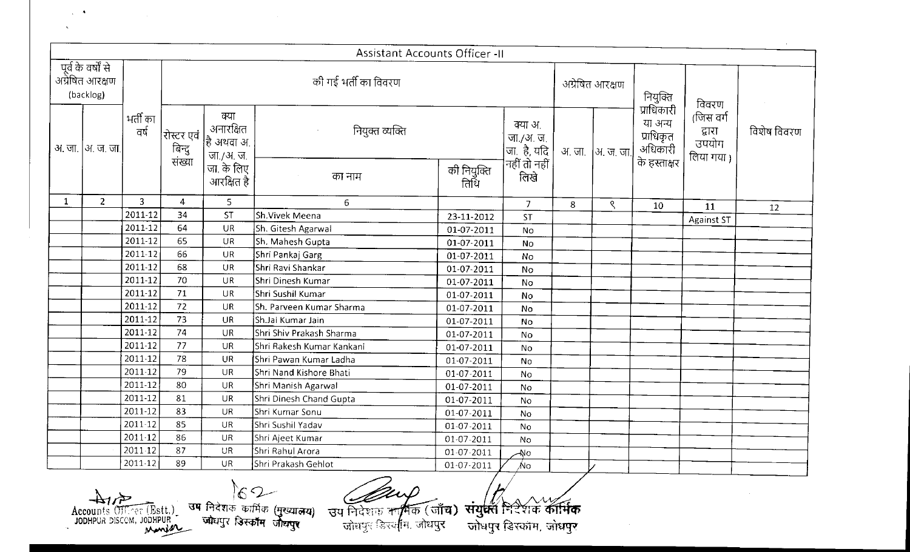| Assistant Accounts Officer -II | | | | | | | | | | | | | |
|---|---|---|---|---|---|---|---|---|---|---|---|---|---|
| पूर्व के वर्षो से अग्रेषित आरक्षण (backlog) | | भर्ती का वर्ष | की गई भर्ती का विवरण | | | | | अग्रेषित आरक्षण | | नियुक्ति प्राधिकारी या अन्य प्राधिकृत अधिकारी के हस्ताक्षर | विवरण (जिस वर्ग द्वारा उपयोग लिया गया) | विशेष विवरण |
| अ. जा. | अ. ज. जा. | | रोस्टर एवं बिन्दु संख्या | क्या अनारक्षित है अथवा अ. जा./अ. ज. जा. के लिए आरक्षित है | नियुक्त व्यक्ति का नाम | नियुक्त व्यक्ति की नियुक्ति तिथि | क्या अ. जा./अ. ज. जा. है, यदि नहीं तो नहीं लिखे | अ. जा. | अ. ज. जा. | | | |
| 1 | 2 | 3 | 4 | 5 | 6 | | 7 | 8 | ९ | 10 | 11 | 12 |
| | | 2011-12 | 34 | ST | Sh.Vivek Meena | 23-11-2012 | ST | | | | Against ST | |
| | | 2011-12 | 64 | UR | Sh. Gitesh Agarwal | 01-07-2011 | No | | | | | |
| | | 2011-12 | 65 | UR | Sh. Mahesh Gupta | 01-07-2011 | No | | | | | |
| | | 2011-12 | 66 | UR | Shri Pankaj Garg | 01-07-2011 | No | | | | | |
| | | 2011-12 | 68 | UR | Shri Ravi Shankar | 01-07-2011 | No | | | | | |
| | | 2011-12 | 70 | UR | Shri Dinesh Kumar | 01-07-2011 | No | | | | | |
| | | 2011-12 | 71 | UR | Shri Sushil Kumar | 01-07-2011 | No | | | | | |
| | | 2011-12 | 72 | UR | Sh. Parveen Kumar Sharma | 01-07-2011 | No | | | | | |
| | | 2011-12 | 73 | UR | Sh.Jai Kumar Jain | 01-07-2011 | No | | | | | |
| | | 2011-12 | 74 | UR | Shri Shiv Prakash Sharma | 01-07-2011 | No | | | | | |
| | | 2011-12 | 77 | UR | Shri Rakesh Kumar Kankani | 01-07-2011 | No | | | | | |
| | | 2011-12 | 78 | UR | Shri Pawan Kumar Ladha | 01-07-2011 | No | | | | | |
| | | 2011-12 | 79 | UR | Shri Nand Kishore Bhati | 01-07-2011 | No | | | | | |
| | | 2011-12 | 80 | UR | Shri Manish Agarwal | 01-07-2011 | No | | | | | |
| | | 2011-12 | 81 | UR | Shri Dinesh Chand Gupta | 01-07-2011 | No | | | | | |
| | | 2011-12 | 83 | UR | Shri Kumar Sonu | 01-07-2011 | No | | | | | |
| | | 2011-12 | 85 | UR | Shri Sushil Yadav | 01-07-2011 | No | | | | | |
| | | 2011-12 | 86 | UR | Shri Ajeet Kumar | 01-07-2011 | No | | | | | |
| | | 2011-12 | 87 | UR | Shri Rahul Arora | 01-07-2011 | No | | | | | |
| | | 2011-12 | 89 | UR | Shri Prakash Gehlot | 01-07-2011 | No | | | | | |

Accounts Officer (Estt.) JODHPUR DISCOM, JODHPUR

उप निदेशक कार्मिक (मुख्यालय) जोधपुर डिस्कॉम जोधपुर

उप निदेशक कार्मिक (जाँच) जोधपुर डिस्कॉम, जोधपुर

संयुक्त निदेशक कार्मिक जोधपुर डिस्कॉम, जोधपुर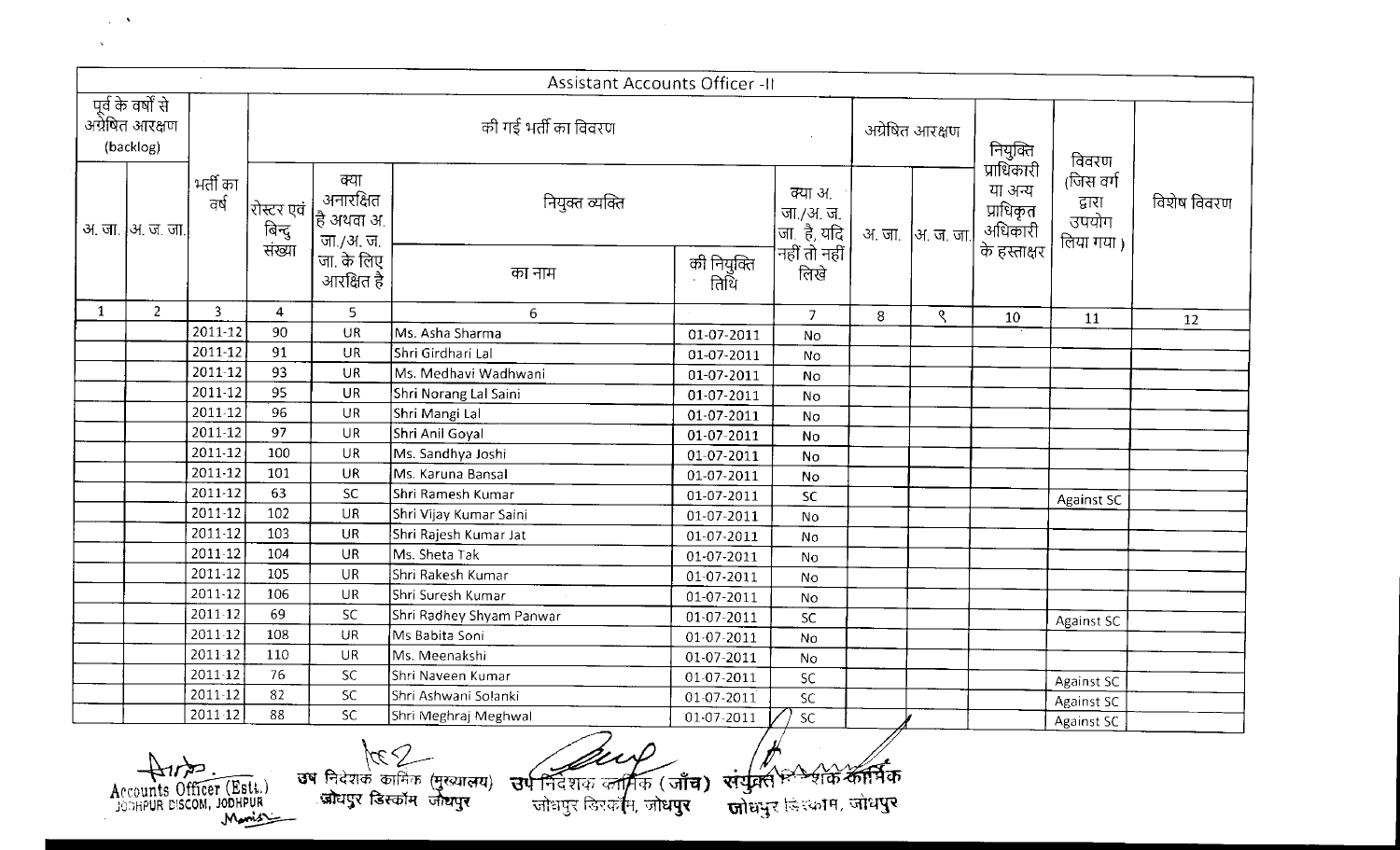# Assistant Accounts Officer -II

| पूर्व के वर्षों से अग्रेषित आरक्षण (backlog) | | भर्ती का वर्ष | की गई भर्ती का विवरण | | | | | अग्रेषित आरक्षण | | नियुक्ति प्राधिकारी या अन्य प्राधिकृत अधिकारी के हस्ताक्षर | विवरण (जिस वर्ग द्वारा उपयोग लिया गया) | विशेष विवरण |
|---|---|---|---|---|---|---|---|---|---|---|---|---|
| अ. जा. | अ. ज. जा. | | रोस्टर एवं बिन्दु संख्या | क्या अनारक्षित है अथवा अ. जा./अ. ज. जा. के लिए आरक्षित है | नियुक्त व्यक्ति का नाम | नियुक्त व्यक्ति की नियुक्ति तिथि | क्या अ. जा./अ. ज. जा. है, यदि नहीं तो नहीं लिखे | अ. जा. | अ. ज. जा. | | | |
| 1 | 2 | 3 | 4 | 5 | 6 | | 7 | 8 | ९ | 10 | 11 | 12 |
| | | 2011-12 | 90 | UR | Ms. Asha Sharma | 01-07-2011 | No | | | | | |
| | | 2011-12 | 91 | UR | Shri Girdhari Lal | 01-07-2011 | No | | | | | |
| | | 2011-12 | 93 | UR | Ms. Medhavi Wadhwani | 01-07-2011 | No | | | | | |
| | | 2011-12 | 95 | UR | Shri Norang Lal Saini | 01-07-2011 | No | | | | | |
| | | 2011-12 | 96 | UR | Shri Mangi Lal | 01-07-2011 | No | | | | | |
| | | 2011-12 | 97 | UR | Shri Anil Goyal | 01-07-2011 | No | | | | | |
| | | 2011-12 | 100 | UR | Ms. Sandhya Joshi | 01-07-2011 | No | | | | | |
| | | 2011-12 | 101 | UR | Ms. Karuna Bansal | 01-07-2011 | No | | | | | |
| | | 2011-12 | 63 | SC | Shri Ramesh Kumar | 01-07-2011 | SC | | | | Against SC | |
| | | 2011-12 | 102 | UR | Shri Vijay Kumar Saini | 01-07-2011 | No | | | | | |
| | | 2011-12 | 103 | UR | Shri Rajesh Kumar Jat | 01-07-2011 | No | | | | | |
| | | 2011-12 | 104 | UR | Ms. Sheta Tak | 01-07-2011 | No | | | | | |
| | | 2011-12 | 105 | UR | Shri Rakesh Kumar | 01-07-2011 | No | | | | | |
| | | 2011-12 | 106 | UR | Shri Suresh Kumar | 01-07-2011 | No | | | | | |
| | | 2011-12 | 69 | SC | Shri Radhey Shyam Panwar | 01-07-2011 | SC | | | | Against SC | |
| | | 2011-12 | 108 | UR | Ms Babita Soni | 01-07-2011 | No | | | | | |
| | | 2011-12 | 110 | UR | Ms. Meenakshi | 01-07-2011 | No | | | | | |
| | | 2011-12 | 76 | SC | Shri Naveen Kumar | 01-07-2011 | SC | | | | Against SC | |
| | | 2011-12 | 82 | SC | Shri Ashwani Solanki | 01-07-2011 | SC | | | | Against SC | |
| | | 2011-12 | 88 | SC | Shri Meghraj Meghwal | 01-07-2011 | SC | | | | Against SC | |

Accounts Officer (Estt.) JODHPUR DISCOM, JODHPUR

उप निदेशक कार्मिक (मुख्यालय) जोधपुर डिस्कॉम जोधपुर

उप निदेशक कार्मिक (जाँच) जोधपुर डिस्कॉम, जोधपुर

संयुक्त निदेशक कार्मिक जोधपुर डिस्कॉम, जोधपुर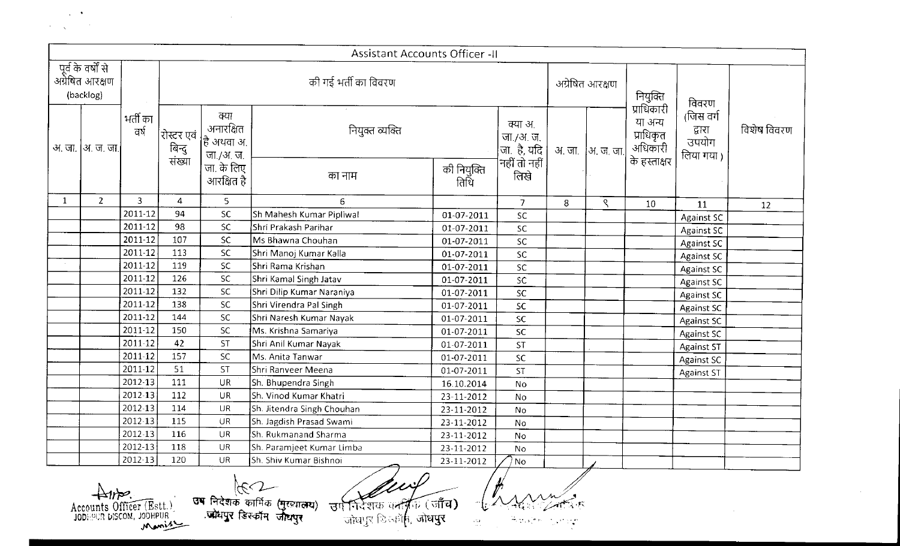| Assistant Accounts Officer -II | | | | | | | | | | | | | |
|---|---|---|---|---|---|---|---|---|---|---|---|---|---|
| पूर्व के वर्षो से अग्रेषित आरक्षण (backlog) | | भर्ती का वर्ष | की गई भर्ती का विवरण | | | | | अग्रेषित आरक्षण | | नियुक्ति प्राधिकारी या अन्य प्राधिकृत अधिकारी के हस्ताक्षर | विवरण (जिस वर्ग द्वारा उपयोग लिया गया) | विशेष विवरण |
| अ. जा. | अ. ज. जा. | | रोस्टर एवं बिन्दु संख्या | क्या अनारक्षित है अथवा अ. जा./अ. ज. जा. के लिए आरक्षित है | नियुक्त व्यक्ति का नाम | की नियुक्ति तिथि | क्या अ. जा./अ. ज. जा. है, यदि नहीं तो नहीं लिखे | अ. जा. | अ. ज. जा. | | | |
| 1 | 2 | 3 | 4 | 5 | 6 | | 7 | 8 | 9 | 10 | 11 | 12 |
| | | 2011-12 | 94 | SC | Sh Mahesh Kumar Pipliwal | 01-07-2011 | SC | | | | Against SC | |
| | | 2011-12 | 98 | SC | Shri Prakash Parihar | 01-07-2011 | SC | | | | Against SC | |
| | | 2011-12 | 107 | SC | Ms Bhawna Chouhan | 01-07-2011 | SC | | | | Against SC | |
| | | 2011-12 | 113 | SC | Shri Manoj Kumar Kalla | 01-07-2011 | SC | | | | Against SC | |
| | | 2011-12 | 119 | SC | Shri Rama Krishan | 01-07-2011 | SC | | | | Against SC | |
| | | 2011-12 | 126 | SC | Shri Kamal Singh Jatav | 01-07-2011 | SC | | | | Against SC | |
| | | 2011-12 | 132 | SC | Shri Dilip Kumar Naraniya | 01-07-2011 | SC | | | | Against SC | |
| | | 2011-12 | 138 | SC | Shri Virendra Pal Singh | 01-07-2011 | SC | | | | Against SC | |
| | | 2011-12 | 144 | SC | Shri Naresh Kumar Nayak | 01-07-2011 | SC | | | | Against SC | |
| | | 2011-12 | 150 | SC | Ms. Krishna Samariya | 01-07-2011 | SC | | | | Against SC | |
| | | 2011-12 | 42 | ST | Shri Anil Kumar Nayak | 01-07-2011 | ST | | | | Against ST | |
| | | 2011-12 | 157 | SC | Ms. Anita Tanwar | 01-07-2011 | SC | | | | Against SC | |
| | | 2011-12 | 51 | ST | Shri Ranveer Meena | 01-07-2011 | ST | | | | Against ST | |
| | | 2012-13 | 111 | UR | Sh. Bhupendra Singh | 16.10.2014 | No | | | | | |
| | | 2012-13 | 112 | UR | Sh. Vinod Kumar Khatri | 23-11-2012 | No | | | | | |
| | | 2012-13 | 114 | UR | Sh. Jitendra Singh Chouhan | 23-11-2012 | No | | | | | |
| | | 2012-13 | 115 | UR | Sh. Jagdish Prasad Swami | 23-11-2012 | No | | | | | |
| | | 2012-13 | 116 | UR | Sh. Rukmanand Sharma | 23-11-2012 | No | | | | | |
| | | 2012-13 | 118 | UR | Sh. Paramjeet Kumar Limba | 23-11-2012 | No | | | | | |
| | | 2012-13 | 120 | UR | Sh. Shiv Kumar Bishnoi | 23-11-2012 | No | | | | | |

Accounts Officer (Estt.)
JODHPUR DISCOM, JODHPUR

उप निदेशक कार्मिक (मुख्यालय)
जोधपुर डिस्कॉम जोधपुर

उप निदेशक कार्मिक (जाँच)
जोधपुर डिस्कॉम, जोधपुर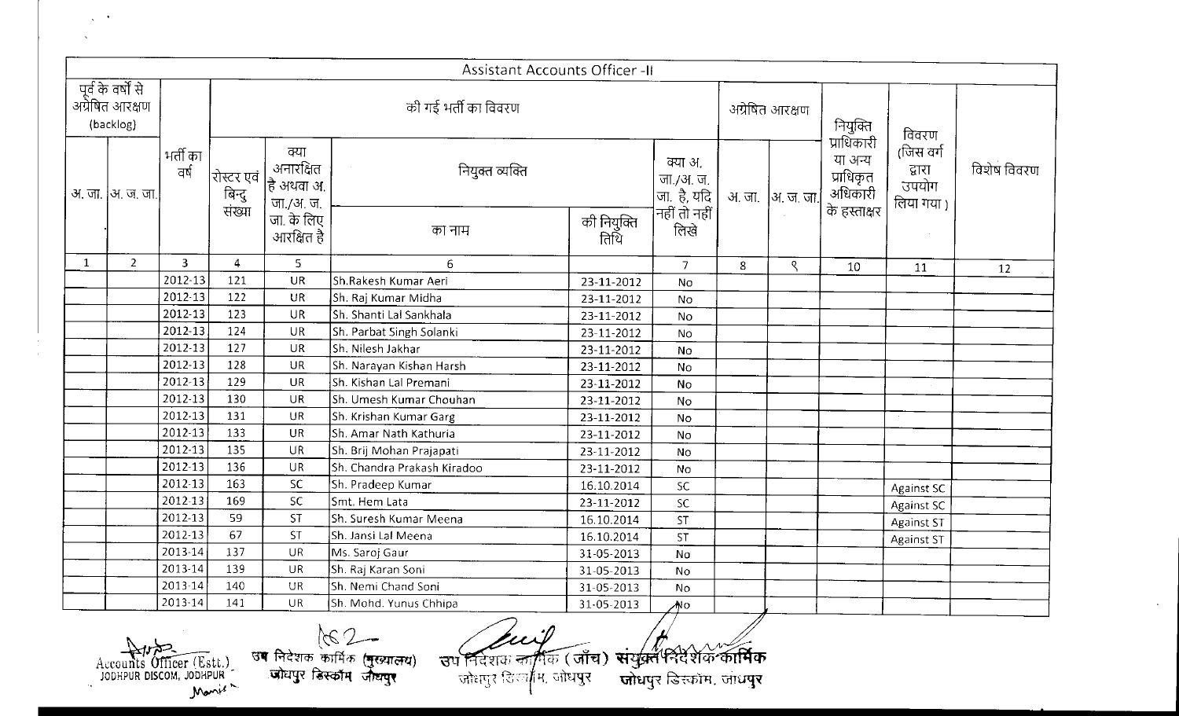## Assistant Accounts Officer -II

| पूर्व के वर्षों से अग्रेषित आरक्षण (backlog) | | भर्ती का वर्ष | की गई भर्ती का विवरण | | | | | अग्रेषित आरक्षण | | नियुक्ति प्राधिकारी या अन्य प्राधिकृत अधिकारी के हस्ताक्षर | विवरण (जिस वर्ग द्वारा उपयोग लिया गया) | विशेष विवरण |
|---|---|---|---|---|---|---|---|---|---|---|---|---|
| अ. जा. | अ. ज. जा. | | रोस्टर एवं बिन्दु संख्या | क्या अनारक्षित है अथवा अ. जा./अ. ज. जा. के लिए आरक्षित है | नियुक्त व्यक्ति का नाम | की नियुक्ति तिथि | क्या अ. जा./अ. ज. जा. है, यदि नहीं तो नहीं लिखे | अ. जा. | अ. ज. जा. | | | |
| 1 | 2 | 3 | 4 | 5 | 6 | | 7 | 8 | ९ | 10 | 11 | 12 |
| | | 2012-13 | 121 | UR | Sh.Rakesh Kumar Aeri | 23-11-2012 | No | | | | | |
| | | 2012-13 | 122 | UR | Sh. Raj Kumar Midha | 23-11-2012 | No | | | | | |
| | | 2012-13 | 123 | UR | Sh. Shanti Lal Sankhala | 23-11-2012 | No | | | | | |
| | | 2012-13 | 124 | UR | Sh. Parbat Singh Solanki | 23-11-2012 | No | | | | | |
| | | 2012-13 | 127 | UR | Sh. Nilesh Jakhar | 23-11-2012 | No | | | | | |
| | | 2012-13 | 128 | UR | Sh. Narayan Kishan Harsh | 23-11-2012 | No | | | | | |
| | | 2012-13 | 129 | UR | Sh. Kishan Lal Premani | 23-11-2012 | No | | | | | |
| | | 2012-13 | 130 | UR | Sh. Umesh Kumar Chouhan | 23-11-2012 | No | | | | | |
| | | 2012-13 | 131 | UR | Sh. Krishan Kumar Garg | 23-11-2012 | No | | | | | |
| | | 2012-13 | 133 | UR | Sh. Amar Nath Kathuria | 23-11-2012 | No | | | | | |
| | | 2012-13 | 135 | UR | Sh. Brij Mohan Prajapati | 23-11-2012 | No | | | | | |
| | | 2012-13 | 136 | UR | Sh. Chandra Prakash Kiradoo | 23-11-2012 | No | | | | | |
| | | 2012-13 | 163 | SC | Sh. Pradeep Kumar | 16.10.2014 | SC | | | | Against SC | |
| | | 2012-13 | 169 | SC | Smt. Hem Lata | 23-11-2012 | SC | | | | Against SC | |
| | | 2012-13 | 59 | ST | Sh. Suresh Kumar Meena | 16.10.2014 | ST | | | | Against ST | |
| | | 2012-13 | 67 | ST | Sh. Jansi Lal Meena | 16.10.2014 | ST | | | | Against ST | |
| | | 2013-14 | 137 | UR | Ms. Saroj Gaur | 31-05-2013 | No | | | | | |
| | | 2013-14 | 139 | UR | Sh. Raj Karan Soni | 31-05-2013 | No | | | | | |
| | | 2013-14 | 140 | UR | Sh. Nemi Chand Soni | 31-05-2013 | No | | | | | |
| | | 2013-14 | 141 | UR | Sh. Mohd. Yunus Chhipa | 31-05-2013 | No | | | | | |

Accounts Officer (Estt.) JODHPUR DISCOM, JODHPUR

उप निदेशक कार्मिक (मुख्यालय) जोधपुर डिस्कॉम जोधपुर

उप निदेशक कार्मिक (जाँच) जोधपुर डिस्कॉम, जोधपुर

संयुक्त निदेशक कार्मिक जोधपुर डिस्कॉम, जोधपुर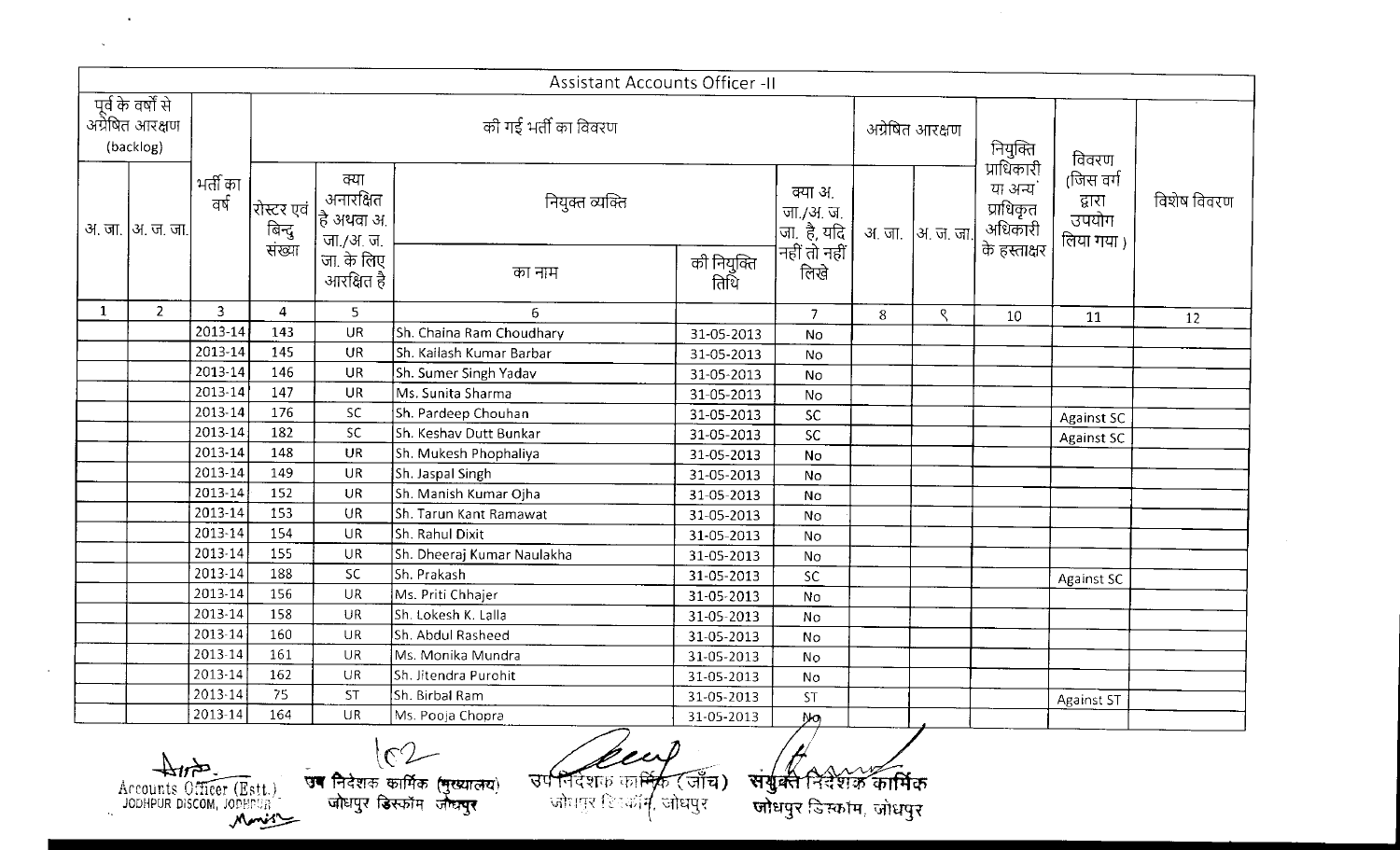## Assistant Accounts Officer -II

| पूर्व के वर्षों से अग्रेषित आरक्षण (backlog) | | भर्ती का वर्ष | की गई भर्ती का विवरण | | | | | अग्रेषित आरक्षण | | नियुक्ति प्राधिकारी या अन्य प्राधिकृत अधिकारी के हस्ताक्षर | विवरण (जिस वर्ग द्वारा उपयोग लिया गया) | विशेष विवरण |
|---|---|---|---|---|---|---|---|---|---|---|---|---|
| अ. जा. | अ. ज. जा. | | रोस्टर एवं बिन्दु संख्या | क्या अनारक्षित है अथवा अ. जा./अ. ज. जा. के लिए आरक्षित है | नियुक्त व्यक्ति का नाम | नियुक्त व्यक्ति की नियुक्ति तिथि | क्या अ. जा./अ. ज. जा. है, यदि नहीं तो नहीं लिखे | अ. जा. | अ. ज. जा. | | | |
| 1 | 2 | 3 | 4 | 5 | 6 | | 7 | 8 | 9 | 10 | 11 | 12 |
| | | 2013-14 | 143 | UR | Sh. Chaina Ram Choudhary | 31-05-2013 | No | | | | | |
| | | 2013-14 | 145 | UR | Sh. Kailash Kumar Barbar | 31-05-2013 | No | | | | | |
| | | 2013-14 | 146 | UR | Sh. Sumer Singh Yadav | 31-05-2013 | No | | | | | |
| | | 2013-14 | 147 | UR | Ms. Sunita Sharma | 31-05-2013 | No | | | | | |
| | | 2013-14 | 176 | SC | Sh. Pardeep Chouhan | 31-05-2013 | SC | | | | Against SC | |
| | | 2013-14 | 182 | SC | Sh. Keshav Dutt Bunkar | 31-05-2013 | SC | | | | Against SC | |
| | | 2013-14 | 148 | UR | Sh. Mukesh Phophaliya | 31-05-2013 | No | | | | | |
| | | 2013-14 | 149 | UR | Sh. Jaspal Singh | 31-05-2013 | No | | | | | |
| | | 2013-14 | 152 | UR | Sh. Manish Kumar Ojha | 31-05-2013 | No | | | | | |
| | | 2013-14 | 153 | UR | Sh. Tarun Kant Ramawat | 31-05-2013 | No | | | | | |
| | | 2013-14 | 154 | UR | Sh. Rahul Dixit | 31-05-2013 | No | | | | | |
| | | 2013-14 | 155 | UR | Sh. Dheeraj Kumar Naulakha | 31-05-2013 | No | | | | | |
| | | 2013-14 | 188 | SC | Sh. Prakash | 31-05-2013 | SC | | | | Against SC | |
| | | 2013-14 | 156 | UR | Ms. Priti Chhajer | 31-05-2013 | No | | | | | |
| | | 2013-14 | 158 | UR | Sh. Lokesh K. Lalla | 31-05-2013 | No | | | | | |
| | | 2013-14 | 160 | UR | Sh. Abdul Rasheed | 31-05-2013 | No | | | | | |
| | | 2013-14 | 161 | UR | Ms. Monika Mundra | 31-05-2013 | No | | | | | |
| | | 2013-14 | 162 | UR | Sh. Jitendra Purohit | 31-05-2013 | No | | | | | |
| | | 2013-14 | 75 | ST | Sh. Birbal Ram | 31-05-2013 | ST | | | | Against ST | |
| | | 2013-14 | 164 | UR | Ms. Pooja Chopra | 31-05-2013 | No | | | | | |

Accounts Officer (Estt.) JODHPUR DISCOM, JODHPUR

उप निदेशक कार्मिक (मुख्यालय) जोधपुर डिस्कॉम जोधपुर

उप निदेशक कार्मिक (जाँच) जोधपुर डिस्कॉम, जोधपुर

संयुक्त निदेशक कार्मिक जोधपुर डिस्कॉम, जोधपुर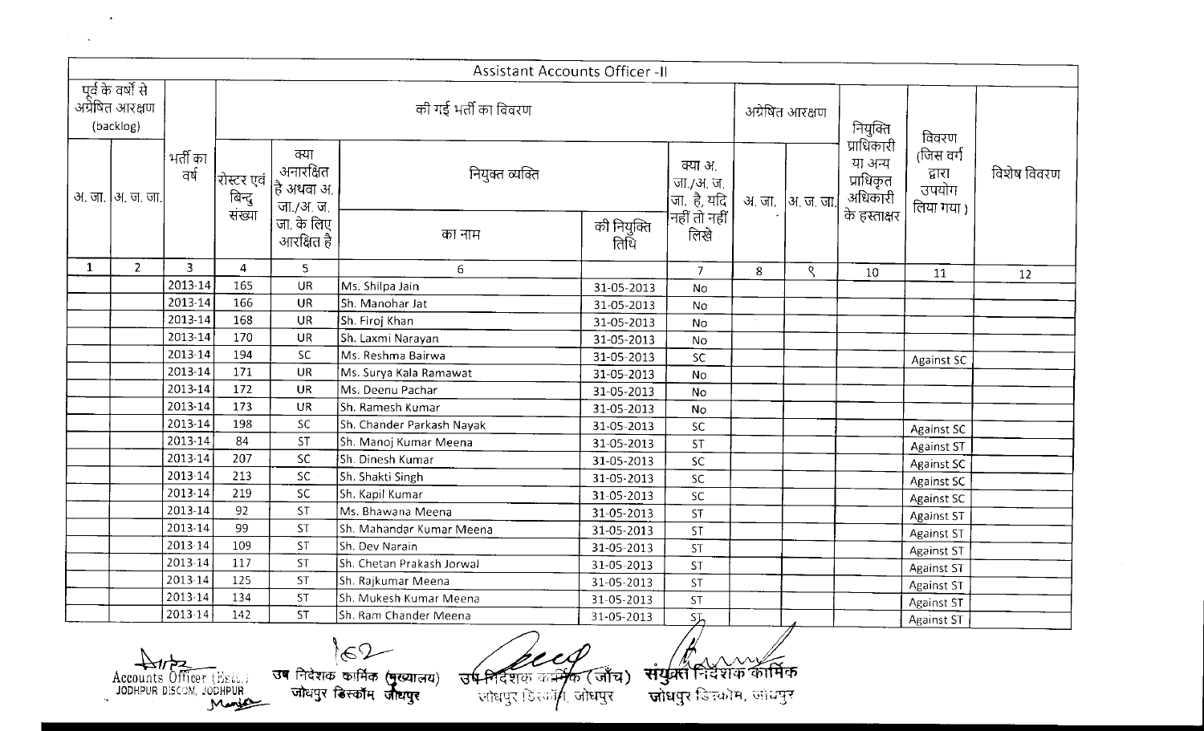| Assistant Accounts Officer -II | | | | | | | | | | | | | |
|---|---|---|---|---|---|---|---|---|---|---|---|---|---|
| पूर्व के वर्षो से अग्रेषित आरक्षण (backlog) | | भर्ती का वर्ष | की गई भर्ती का विवरण | | | | | अग्रेषित आरक्षण | | नियुक्ति प्राधिकारी या अन्य प्राधिकृत अधिकारी के हस्ताक्षर | विवरण (जिस वर्ग द्वारा उपयोग लिया गया) | विशेष विवरण |
| अ. जा. | अ. ज. जा. | | रोस्टर एवं बिन्दु संख्या | क्या अनारक्षित है अथवा अ. जा./अ. ज. जा. के लिए आरक्षित है | नियुक्त व्यक्ति का नाम | नियुक्त व्यक्ति की नियुक्ति तिथि | क्या अ. जा./अ. ज. जा. है, यदि नहीं तो नहीं लिखे | अ. जा. | अ. ज. जा. | | | |
| 1 | 2 | 3 | 4 | 5 | 6 | | 7 | 8 | ९ | 10 | 11 | 12 |
| | | 2013-14 | 165 | UR | Ms. Shilpa Jain | 31-05-2013 | No | | | | | |
| | | 2013-14 | 166 | UR | Sh. Manohar Jat | 31-05-2013 | No | | | | | |
| | | 2013-14 | 168 | UR | Sh. Firoj Khan | 31-05-2013 | No | | | | | |
| | | 2013-14 | 170 | UR | Sh. Laxmi Narayan | 31-05-2013 | No | | | | | |
| | | 2013-14 | 194 | SC | Ms. Reshma Bairwa | 31-05-2013 | SC | | | | Against SC | |
| | | 2013-14 | 171 | UR | Ms. Surya Kala Ramawat | 31-05-2013 | No | | | | | |
| | | 2013-14 | 172 | UR | Ms. Deenu Pachar | 31-05-2013 | No | | | | | |
| | | 2013-14 | 173 | UR | Sh. Ramesh Kumar | 31-05-2013 | No | | | | | |
| | | 2013-14 | 198 | SC | Sh. Chander Parkash Nayak | 31-05-2013 | SC | | | | Against SC | |
| | | 2013-14 | 84 | ST | Sh. Manoj Kumar Meena | 31-05-2013 | ST | | | | Against ST | |
| | | 2013-14 | 207 | SC | Sh. Dinesh Kumar | 31-05-2013 | SC | | | | Against SC | |
| | | 2013-14 | 213 | SC | Sh. Shakti Singh | 31-05-2013 | SC | | | | Against SC | |
| | | 2013-14 | 219 | SC | Sh. Kapil Kumar | 31-05-2013 | SC | | | | Against SC | |
| | | 2013-14 | 92 | ST | Ms. Bhawana Meena | 31-05-2013 | ST | | | | Against ST | |
| | | 2013-14 | 99 | ST | Sh. Mahandar Kumar Meena | 31-05-2013 | ST | | | | Against ST | |
| | | 2013-14 | 109 | ST | Sh. Dev Narain | 31-05-2013 | ST | | | | Against ST | |
| | | 2013-14 | 117 | ST | Sh. Chetan Prakash Jorwal | 31-05-2013 | ST | | | | Against ST | |
| | | 2013-14 | 125 | ST | Sh. Rajkumar Meena | 31-05-2013 | ST | | | | Against ST | |
| | | 2013-14 | 134 | ST | Sh. Mukesh Kumar Meena | 31-05-2013 | ST | | | | Against ST | |
| | | 2013-14 | 142 | ST | Sh. Ram Chander Meena | 31-05-2013 | ST | | | | Against ST | |

Accounts Officer (Estt.) JODHPUR DISCOM, JODHPUR

उप निदेशक कार्मिक (मुख्यालय) जोधपुर डिस्कॉम जोधपुर

उप निदेशक कार्मिक (जाँच) जोधपुर डिस्कॉम, जोधपुर

संयुक्त निदेशक कार्मिक जोधपुर डिस्कॉम, जोधपुर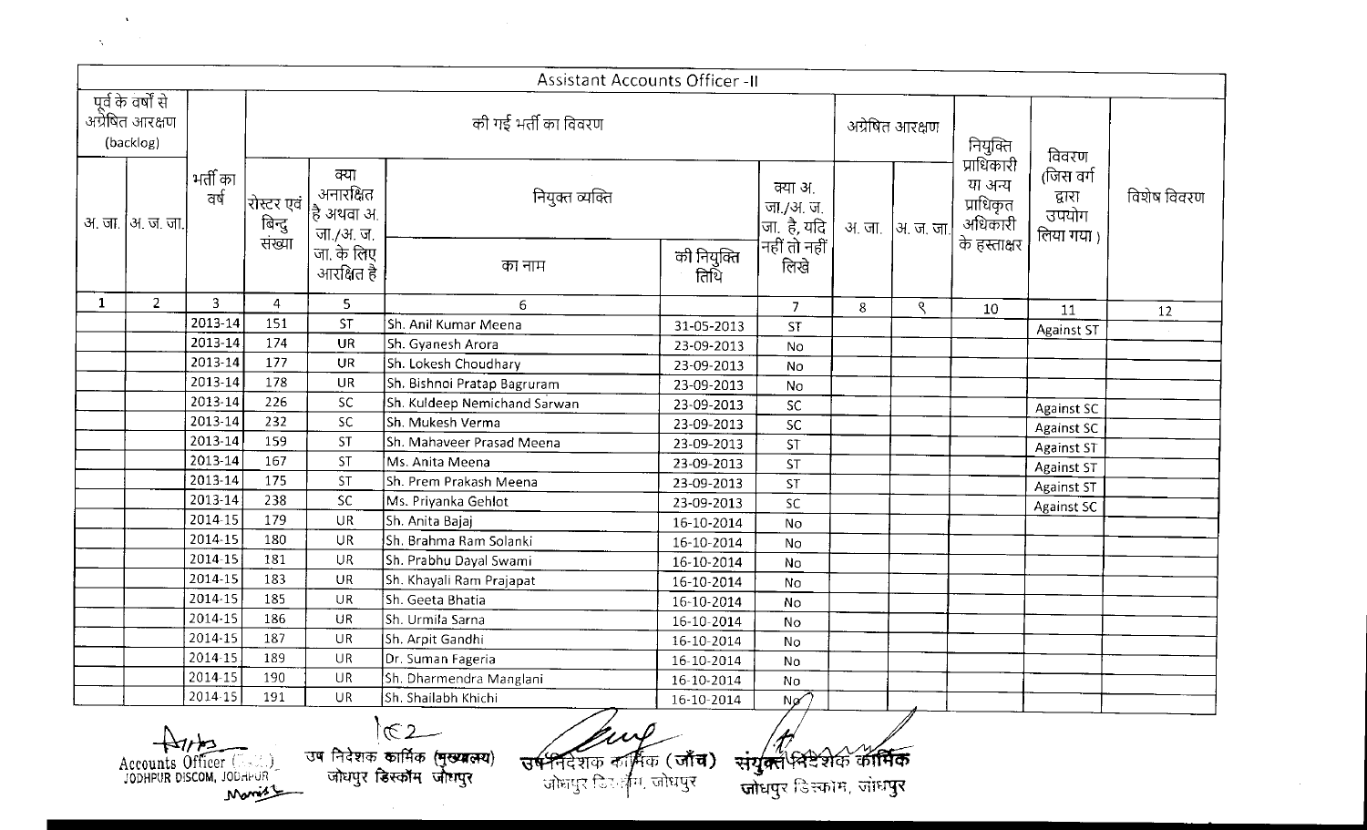| Assistant Accounts Officer -II | | | | | | | | | | | | |
|---|---|---|---|---|---|---|---|---|---|---|---|---|
| पूर्व के वर्षों से अग्रेषित आरक्षण (backlog) | | भर्ती का वर्ष | की गई भर्ती का विवरण | | | | | अग्रेषित आरक्षण | | नियुक्ति प्राधिकारी या अन्य प्राधिकृत अधिकारी के हस्ताक्षर | विवरण (जिस वर्ग द्वारा उपयोग लिया गया) | विशेष विवरण |
| अ. जा. | अ. ज. जा. | | रोस्टर एवं बिन्दु संख्या | क्या अनारक्षित है अथवा अ. जा./अ. ज. जा. के लिए आरक्षित है | नियुक्त व्यक्ति का नाम | की नियुक्ति तिथि | क्या अ. जा./अ. ज. जा. है, यदि नहीं तो नहीं लिखे | अ. जा. | अ. ज. जा. | | | |
| 1 | 2 | 3 | 4 | 5 | 6 | | 7 | 8 | 9 | 10 | 11 | 12 |
| | | 2013-14 | 151 | ST | Sh. Anil Kumar Meena | 31-05-2013 | ST | | | | Against ST | |
| | | 2013-14 | 174 | UR | Sh. Gyanesh Arora | 23-09-2013 | No | | | | | |
| | | 2013-14 | 177 | UR | Sh. Lokesh Choudhary | 23-09-2013 | No | | | | | |
| | | 2013-14 | 178 | UR | Sh. Bishnoi Pratap Bagruram | 23-09-2013 | No | | | | | |
| | | 2013-14 | 226 | SC | Sh. Kuldeep Nemichand Sarwan | 23-09-2013 | SC | | | | Against SC | |
| | | 2013-14 | 232 | SC | Sh. Mukesh Verma | 23-09-2013 | SC | | | | Against SC | |
| | | 2013-14 | 159 | ST | Sh. Mahaveer Prasad Meena | 23-09-2013 | ST | | | | Against ST | |
| | | 2013-14 | 167 | ST | Ms. Anita Meena | 23-09-2013 | ST | | | | Against ST | |
| | | 2013-14 | 175 | ST | Sh. Prem Prakash Meena | 23-09-2013 | ST | | | | Against ST | |
| | | 2013-14 | 238 | SC | Ms. Priyanka Gehlot | 23-09-2013 | SC | | | | Against SC | |
| | | 2014-15 | 179 | UR | Sh. Anita Bajaj | 16-10-2014 | No | | | | | |
| | | 2014-15 | 180 | UR | Sh. Brahma Ram Solanki | 16-10-2014 | No | | | | | |
| | | 2014-15 | 181 | UR | Sh. Prabhu Dayal Swami | 16-10-2014 | No | | | | | |
| | | 2014-15 | 183 | UR | Sh. Khayali Ram Prajapat | 16-10-2014 | No | | | | | |
| | | 2014-15 | 185 | UR | Sh. Geeta Bhatia | 16-10-2014 | No | | | | | |
| | | 2014-15 | 186 | UR | Sh. Urmila Sarna | 16-10-2014 | No | | | | | |
| | | 2014-15 | 187 | UR | Sh. Arpit Gandhi | 16-10-2014 | No | | | | | |
| | | 2014-15 | 189 | UR | Dr. Suman Fageria | 16-10-2014 | No | | | | | |
| | | 2014-15 | 190 | UR | Sh. Dharmendra Manglani | 16-10-2014 | No | | | | | |
| | | 2014-15 | 191 | UR | Sh. Shailabh Khichi | 16-10-2014 | No | | | | | |

Accounts Officer ( )
JODHPUR DISCOM, JODHPUR

उप निदेशक कार्मिक (मुख्यालय)
जोधपुर डिस्कॉम जोधपुर

उप निदेशक कार्मिक (जाँच)
जोधपुर डिस्कॉम, जोधपुर

संयुक्त निदेशक कार्मिक
जोधपुर डिस्कॉम, जोधपुर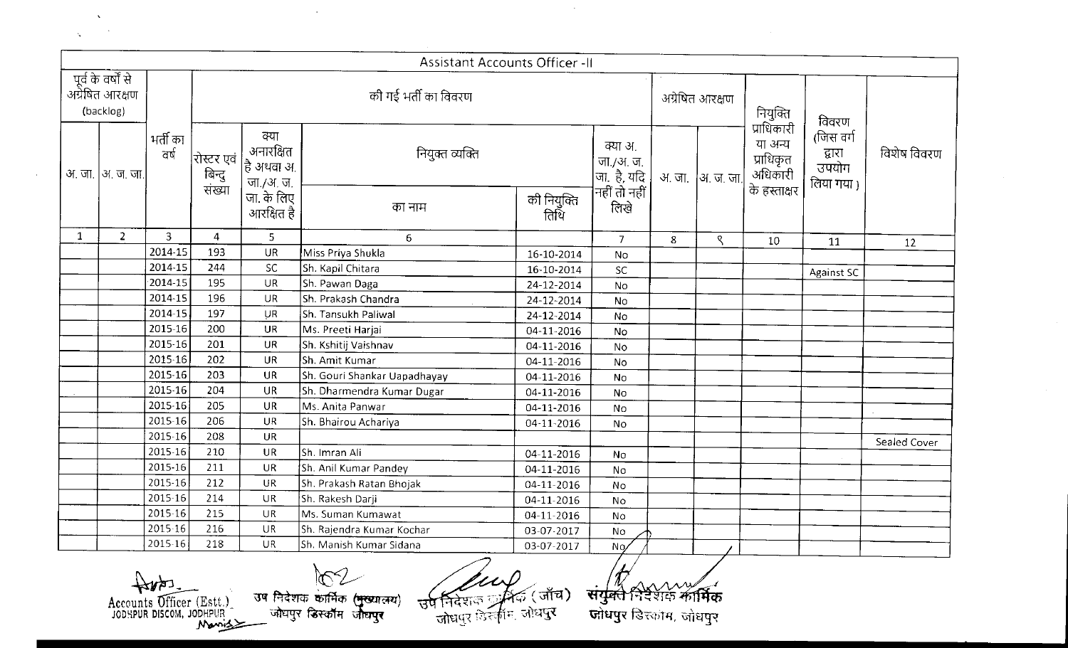| Assistant Accounts Officer -II | | | | | | | | | | | | | |
|---|---|---|---|---|---|---|---|---|---|---|---|---|---|
| पूर्व के वर्षो से अग्रेषित आरक्षण (backlog) | | भर्ती का वर्ष | की गई भर्ती का विवरण | | | | | अग्रेषित आरक्षण | | नियुक्ति प्राधिकारी या अन्य प्राधिकृत अधिकारी के हस्ताक्षर | विवरण (जिस वर्ग द्वारा उपयोग लिया गया) | विशेष विवरण |
| अ. जा. | अ. ज. जा. | | रोस्टर एवं बिन्दु संख्या | क्या अनारक्षित है अथवा अ. जा./अ. ज. जा. के लिए आरक्षित है | नियुक्त व्यक्ति का नाम | नियुक्त व्यक्ति की नियुक्ति तिथि | क्या अ. जा./अ. ज. जा. है, यदि नहीं तो नहीं लिखे | अ. जा. | अ. ज. जा. | | | |
| 1 | 2 | 3 | 4 | 5 | 6 | | 7 | 8 | ९ | 10 | 11 | 12 |
| | | 2014-15 | 193 | UR | Miss Priya Shukla | 16-10-2014 | No | | | | | |
| | | 2014-15 | 244 | SC | Sh. Kapil Chitara | 16-10-2014 | SC | | | | Against SC | |
| | | 2014-15 | 195 | UR | Sh. Pawan Daga | 24-12-2014 | No | | | | | |
| | | 2014-15 | 196 | UR | Sh. Prakash Chandra | 24-12-2014 | No | | | | | |
| | | 2014-15 | 197 | UR | Sh. Tansukh Paliwal | 24-12-2014 | No | | | | | |
| | | 2015-16 | 200 | UR | Ms. Preeti Harjai | 04-11-2016 | No | | | | | |
| | | 2015-16 | 201 | UR | Sh. Kshitij Vaishnav | 04-11-2016 | No | | | | | |
| | | 2015-16 | 202 | UR | Sh. Amit Kumar | 04-11-2016 | No | | | | | |
| | | 2015-16 | 203 | UR | Sh. Gouri Shankar Uapadhayay | 04-11-2016 | No | | | | | |
| | | 2015-16 | 204 | UR | Sh. Dharmendra Kumar Dugar | 04-11-2016 | No | | | | | |
| | | 2015-16 | 205 | UR | Ms. Anita Panwar | 04-11-2016 | No | | | | | |
| | | 2015-16 | 206 | UR | Sh. Bhairou Achariya | 04-11-2016 | No | | | | | |
| | | 2015-16 | 208 | UR | | | | | | | | Sealed Cover |
| | | 2015-16 | 210 | UR | Sh. Imran Ali | 04-11-2016 | No | | | | | |
| | | 2015-16 | 211 | UR | Sh. Anil Kumar Pandey | 04-11-2016 | No | | | | | |
| | | 2015-16 | 212 | UR | Sh. Prakash Ratan Bhojak | 04-11-2016 | No | | | | | |
| | | 2015-16 | 214 | UR | Sh. Rakesh Darji | 04-11-2016 | No | | | | | |
| | | 2015-16 | 215 | UR | Ms. Suman Kumawat | 04-11-2016 | No | | | | | |
| | | 2015-16 | 216 | UR | Sh. Rajendra Kumar Kochar | 03-07-2017 | No | | | | | |
| | | 2015-16 | 218 | UR | Sh. Manish Kumar Sidana | 03-07-2017 | No | | | | | |

Accounts Officer (Estt.)
JODHPUR DISCOM, JODHPUR

उप निदेशक कार्मिक (मुख्यालय)
जोधपुर डिस्कॉम जोधपुर

उप निदेशक कार्मिक (जाँच)
जोधपुर डिस्कॉम, जोधपुर

संयुक्त निदेशक कार्मिक
जोधपुर डिस्कॉम, जोधपुर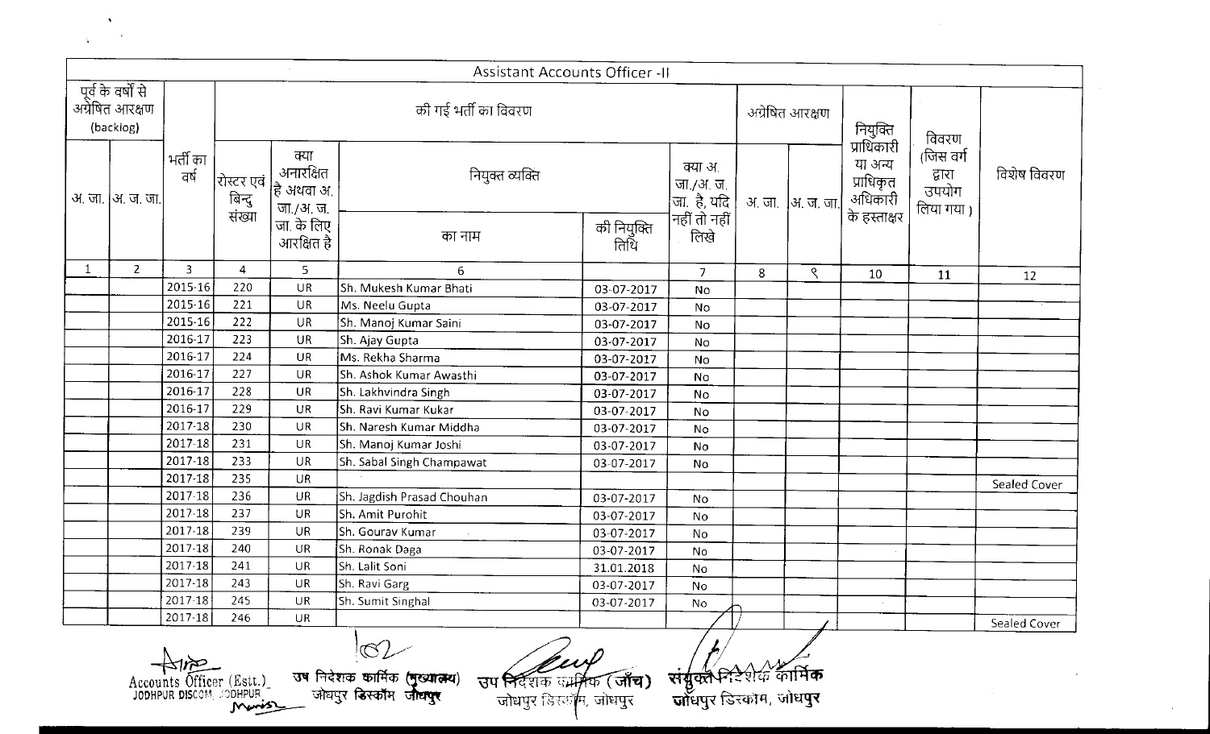## Assistant Accounts Officer -II

| पूर्व के वर्षों से अग्रेषित आरक्षण (backlog) | | भर्ती का वर्ष | की गई भर्ती का विवरण | | | | | अग्रेषित आरक्षण | | नियुक्ति प्राधिकारी या अन्य प्राधिकृत अधिकारी के हस्ताक्षर | विवरण (जिस वर्ग द्वारा उपयोग लिया गया) | विशेष विवरण |
|---|---|---|---|---|---|---|---|---|---|---|---|---|
| अ. जा. | अ. ज. जा. | | रोस्टर एवं बिन्दु संख्या | क्या अनारक्षित है अथवा अ. जा./अ. ज. जा. के लिए आरक्षित है | नियुक्त व्यक्ति का नाम | नियुक्त व्यक्ति की नियुक्ति तिथि | क्या अ. जा./अ. ज. जा. है, यदि नहीं तो नहीं लिखे | अ. जा. | अ. ज. जा. | | | |
| 1 | 2 | 3 | 4 | 5 | 6 | | 7 | 8 | ९ | 10 | 11 | 12 |
| | | 2015-16 | 220 | UR | Sh. Mukesh Kumar Bhati | 03-07-2017 | No | | | | | |
| | | 2015-16 | 221 | UR | Ms. Neelu Gupta | 03-07-2017 | No | | | | | |
| | | 2015-16 | 222 | UR | Sh. Manoj Kumar Saini | 03-07-2017 | No | | | | | |
| | | 2016-17 | 223 | UR | Sh. Ajay Gupta | 03-07-2017 | No | | | | | |
| | | 2016-17 | 224 | UR | Ms. Rekha Sharma | 03-07-2017 | No | | | | | |
| | | 2016-17 | 227 | UR | Sh. Ashok Kumar Awasthi | 03-07-2017 | No | | | | | |
| | | 2016-17 | 228 | UR | Sh. Lakhvindra Singh | 03-07-2017 | No | | | | | |
| | | 2016-17 | 229 | UR | Sh. Ravi Kumar Kukar | 03-07-2017 | No | | | | | |
| | | 2017-18 | 230 | UR | Sh. Naresh Kumar Middha | 03-07-2017 | No | | | | | |
| | | 2017-18 | 231 | UR | Sh. Manoj Kumar Joshi | 03-07-2017 | No | | | | | |
| | | 2017-18 | 233 | UR | Sh. Sabal Singh Champawat | 03-07-2017 | No | | | | | |
| | | 2017-18 | 235 | UR | | | | | | | | Sealed Cover |
| | | 2017-18 | 236 | UR | Sh. Jagdish Prasad Chouhan | 03-07-2017 | No | | | | | |
| | | 2017-18 | 237 | UR | Sh. Amit Purohit | 03-07-2017 | No | | | | | |
| | | 2017-18 | 239 | UR | Sh. Gourav Kumar | 03-07-2017 | No | | | | | |
| | | 2017-18 | 240 | UR | Sh. Ronak Daga | 03-07-2017 | No | | | | | |
| | | 2017-18 | 241 | UR | Sh. Lalit Soni | 31.01.2018 | No | | | | | |
| | | 2017-18 | 243 | UR | Sh. Ravi Garg | 03-07-2017 | No | | | | | |
| | | 2017-18 | 245 | UR | Sh. Sumit Singhal | 03-07-2017 | No | | | | | |
| | | 2017-18 | 246 | UR | | | | | | | | Sealed Cover |

Accounts Officer (Estt.)
JODHPUR DISCOM, JODHPUR

उप निदेशक कार्मिक (मुख्यालय)
जोधपुर डिस्कॉम जोधपुर

उप निदेशक कार्मिक (जाँच)
जोधपुर डिस्कॉम, जोधपुर

संयुक्त निदेशक कार्मिक
जोधपुर डिस्कॉम, जोधपुर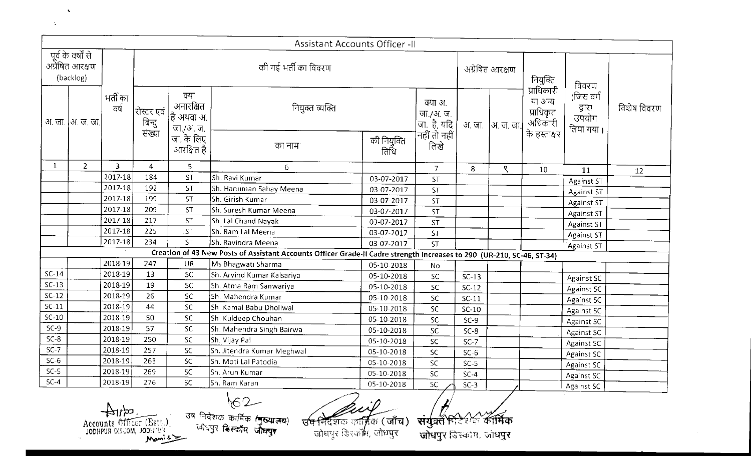| Assistant Accounts Officer -II | | | | | | | | | | | | |
|---|---|---|---|---|---|---|---|---|---|---|---|---|
| पूर्व के वर्षों से अग्रेषित आरक्षण (backlog) | | भर्ती का वर्ष | की गई भर्ती का विवरण | | | | | अग्रेषित आरक्षण | | नियुक्ति प्राधिकारी या अन्य प्राधिकृत अधिकारी के हस्ताक्षर | विवरण (जिस वर्ग द्वारा उपयोग लिया गया) | विशेष विवरण |
| अ. जा. | अ. ज. जा. | | रोस्टर एवं बिन्दु संख्या | क्या अनारक्षित है अथवा अ. जा./अ. ज. जा. के लिए आरक्षित है | नियुक्त व्यक्ति का नाम | की नियुक्ति तिथि | क्या अ. जा./अ. ज. जा. है, यदि नहीं तो नहीं लिखे | अ. जा. | अ. ज. जा. | | | |
| 1 | 2 | 3 | 4 | 5 | 6 | | 7 | 8 | ९ | 10 | 11 | 12 |
| | | 2017-18 | 184 | ST | Sh. Ravi Kumar | 03-07-2017 | ST | | | | Against ST | |
| | | 2017-18 | 192 | ST | Sh. Hanuman Sahay Meena | 03-07-2017 | ST | | | | Against ST | |
| | | 2017-18 | 199 | ST | Sh. Girish Kumar | 03-07-2017 | ST | | | | Against ST | |
| | | 2017-18 | 209 | ST | Sh. Suresh Kumar Meena | 03-07-2017 | ST | | | | Against ST | |
| | | 2017-18 | 217 | ST | Sh. Lal Chand Nayak | 03-07-2017 | ST | | | | Against ST | |
| | | 2017-18 | 225 | ST | Sh. Ram Lal Meena | 03-07-2017 | ST | | | | Against ST | |
| | | 2017-18 | 234 | ST | Sh. Ravindra Meena | 03-07-2017 | ST | | | | Against ST | |
| Creation of 43 New Posts of Assistant Accounts Officer Grade-II Cadre strength Increases to 290 (UR-210, SC-46, ST-34) | | | | | | | | | | | | |
| | | 2018-19 | 247 | UR | Ms Bhagwati Sharma | 05-10-2018 | No | | | | | |
| SC-14 | | 2018-19 | 13 | SC | Sh. Arvind Kumar Kalsariya | 05-10-2018 | SC | SC-13 | | | Against SC | |
| SC-13 | | 2018-19 | 19 | SC | Sh. Atma Ram Sanwariya | 05-10-2018 | SC | SC-12 | | | Against SC | |
| SC-12 | | 2018-19 | 26 | SC | Sh. Mahendra Kumar | 05-10-2018 | SC | SC-11 | | | Against SC | |
| SC-11 | | 2018-19 | 44 | SC | Sh. Kamal Babu Dholiwal | 05-10-2018 | SC | SC-10 | | | Against SC | |
| SC-10 | | 2018-19 | 50 | SC | Sh. Kuldeep Chouhan | 05-10-2018 | SC | SC-9 | | | Against SC | |
| SC-9 | | 2018-19 | 57 | SC | Sh. Mahendra Singh Bairwa | 05-10-2018 | SC | SC-8 | | | Against SC | |
| SC-8 | | 2018-19 | 250 | SC | Sh. Vijay Pal | 05-10-2018 | SC | SC-7 | | | Against SC | |
| SC-7 | | 2018-19 | 257 | SC | Sh. Jitendra Kumar Meghwal | 05-10-2018 | SC | SC-6 | | | Against SC | |
| SC-6 | | 2018-19 | 263 | SC | Sh. Moti Lal Patodia | 05-10-2018 | SC | SC-5 | | | Against SC | |
| SC-5 | | 2018-19 | 269 | SC | Sh. Arun Kumar | 05-10-2018 | SC | SC-4 | | | Against SC | |
| SC-4 | | 2018-19 | 276 | SC | Sh. Ram Karan | 05-10-2018 | SC | SC-3 | | | Against SC | |

Accounts Officer (Estt.) JODHPUR DISCOM, JODHPUR

उप निदेशक कार्मिक (मुख्यालय) जोधपुर डिस्कॉम जोधपुर

उप निदेशक कार्मिक (जाँच) जोधपुर डिस्कॉम, जोधपुर

संयुक्त निदेशक कार्मिक जोधपुर डिस्काम, जोधपुर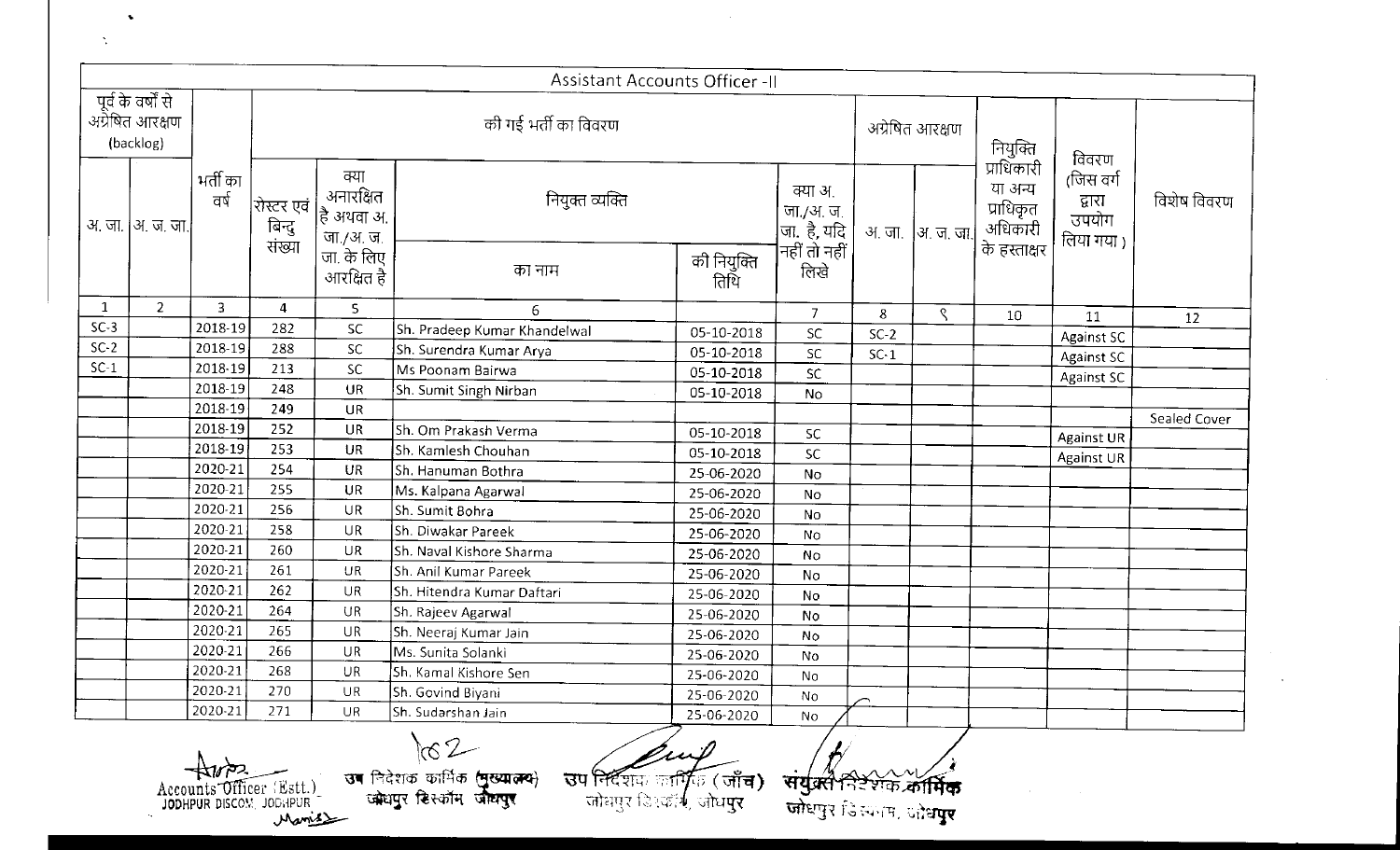| Assistant Accounts Officer -II | | | | | | | | | | | | | |
|---|---|---|---|---|---|---|---|---|---|---|---|---|---|
| पूर्व के वर्षों से अग्रेषित आरक्षण (backlog) | | भर्ती का वर्ष | की गई भर्ती का विवरण | | | | | अग्रेषित आरक्षण | | नियुक्ति प्राधिकारी या अन्य प्राधिकृत अधिकारी के हस्ताक्षर | विवरण (जिस वर्ग द्वारा उपयोग लिया गया) | विशेष विवरण |
| अ. जा. | अ. ज. जा. | | रोस्टर एवं बिन्दु संख्या | क्या अनारक्षित है अथवा अ. जा./अ. ज. जा. के लिए आरक्षित है | नियुक्त व्यक्ति का नाम | नियुक्त व्यक्ति की नियुक्ति तिथि | क्या अ. जा./अ. ज. जा. है, यदि नहीं तो नहीं लिखे | अ. जा. | अ. ज. जा. | | | |
| 1 | 2 | 3 | 4 | 5 | 6 | | 7 | 8 | 9 | 10 | 11 | 12 |
| SC-3 | | 2018-19 | 282 | SC | Sh. Pradeep Kumar Khandelwal | 05-10-2018 | SC | SC-2 | | | Against SC | |
| SC-2 | | 2018-19 | 288 | SC | Sh. Surendra Kumar Arya | 05-10-2018 | SC | SC-1 | | | Against SC | |
| SC-1 | | 2018-19 | 213 | SC | Ms Poonam Bairwa | 05-10-2018 | SC | | | | Against SC | |
| | | 2018-19 | 248 | UR | Sh. Sumit Singh Nirban | 05-10-2018 | No | | | | | |
| | | 2018-19 | 249 | UR | | | | | | | | Sealed Cover |
| | | 2018-19 | 252 | UR | Sh. Om Prakash Verma | 05-10-2018 | SC | | | | Against UR | |
| | | 2018-19 | 253 | UR | Sh. Kamlesh Chouhan | 05-10-2018 | SC | | | | Against UR | |
| | | 2020-21 | 254 | UR | Sh. Hanuman Bothra | 25-06-2020 | No | | | | | |
| | | 2020-21 | 255 | UR | Ms. Kalpana Agarwal | 25-06-2020 | No | | | | | |
| | | 2020-21 | 256 | UR | Sh. Sumit Bohra | 25-06-2020 | No | | | | | |
| | | 2020-21 | 258 | UR | Sh. Diwakar Pareek | 25-06-2020 | No | | | | | |
| | | 2020-21 | 260 | UR | Sh. Naval Kishore Sharma | 25-06-2020 | No | | | | | |
| | | 2020-21 | 261 | UR | Sh. Anil Kumar Pareek | 25-06-2020 | No | | | | | |
| | | 2020-21 | 262 | UR | Sh. Hitendra Kumar Daftari | 25-06-2020 | No | | | | | |
| | | 2020-21 | 264 | UR | Sh. Rajeev Agarwal | 25-06-2020 | No | | | | | |
| | | 2020-21 | 265 | UR | Sh. Neeraj Kumar Jain | 25-06-2020 | No | | | | | |
| | | 2020-21 | 266 | UR | Ms. Sunita Solanki | 25-06-2020 | No | | | | | |
| | | 2020-21 | 268 | UR | Sh. Kamal Kishore Sen | 25-06-2020 | No | | | | | |
| | | 2020-21 | 270 | UR | Sh. Govind Biyani | 25-06-2020 | No | | | | | |
| | | 2020-21 | 271 | UR | Sh. Sudarshan Jain | 25-06-2020 | No | | | | | |

Accounts Officer (Estt.) JODHPUR DISCOM, JODHPUR

उप निदेशक कार्मिक (मुख्यालय) जोधपुर डिस्कॉम जोधपुर

उप निदेशक कार्मिक (जाँच) जोधपुर डिस्कॉम, जोधपुर

संयुक्त निदेशक कार्मिक जोधपुर डिस्कॉम, जोधपुर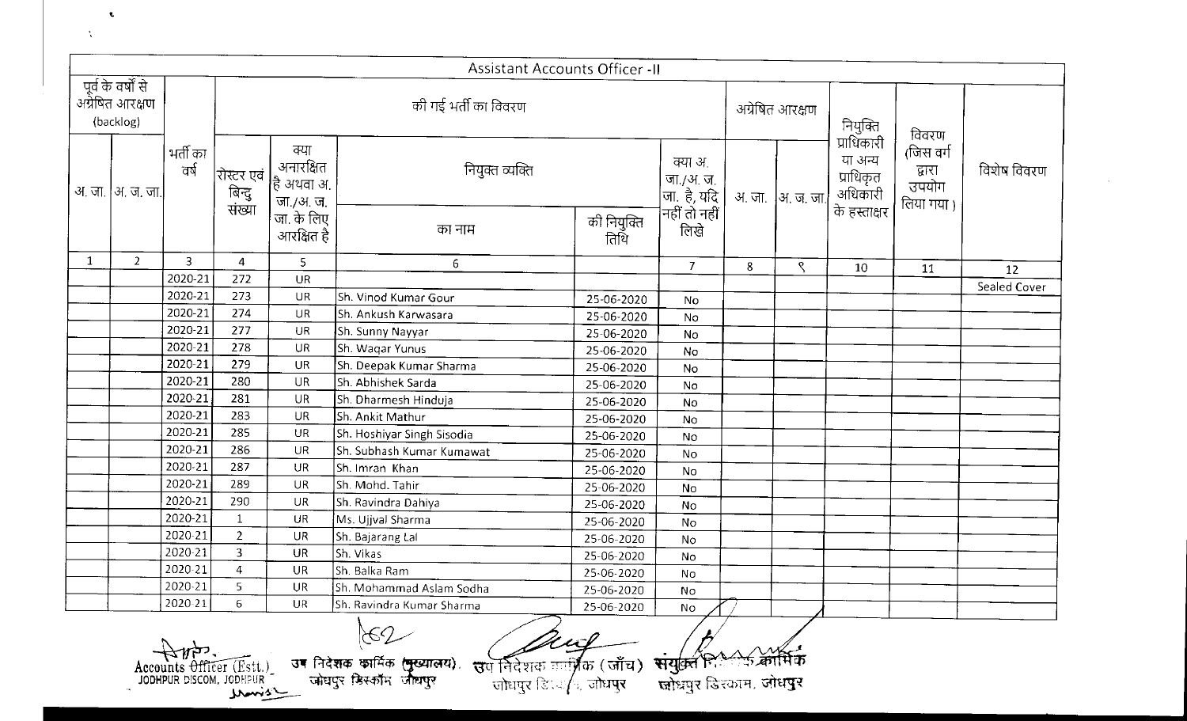| Assistant Accounts Officer -II | | | | | | | | | | | | | |
|---|---|---|---|---|---|---|---|---|---|---|---|---|---|
| पूर्व के वर्षों से अग्रेषित आरक्षण (backlog) | | भर्ती का वर्ष | की गई भर्ती का विवरण | | | | | अग्रेषित आरक्षण | | नियुक्ति प्राधिकारी या अन्य प्राधिकृत अधिकारी के हस्ताक्षर | विवरण (जिस वर्ग द्वारा उपयोग लिया गया) | विशेष विवरण |
| अ. जा. | अ. ज. जा. | | रोस्टर एवं बिन्दु संख्या | क्या अनारक्षित है अथवा अ. जा./अ. ज. जा. के लिए आरक्षित है | नियुक्त व्यक्ति का नाम | नियुक्त व्यक्ति की नियुक्ति तिथि | क्या अ. जा./अ. ज. जा. है, यदि नहीं तो नहीं लिखे | अ. जा. | अ. ज. जा. | | | |
| 1 | 2 | 3 | 4 | 5 | 6 | | 7 | 8 | 9 | 10 | 11 | 12 |
| | | 2020-21 | 272 | UR | | | | | | | | Sealed Cover |
| | | 2020-21 | 273 | UR | Sh. Vinod Kumar Gour | 25-06-2020 | No | | | | | |
| | | 2020-21 | 274 | UR | Sh. Ankush Karwasara | 25-06-2020 | No | | | | | |
| | | 2020-21 | 277 | UR | Sh. Sunny Nayyar | 25-06-2020 | No | | | | | |
| | | 2020-21 | 278 | UR | Sh. Waqar Yunus | 25-06-2020 | No | | | | | |
| | | 2020-21 | 279 | UR | Sh. Deepak Kumar Sharma | 25-06-2020 | No | | | | | |
| | | 2020-21 | 280 | UR | Sh. Abhishek Sarda | 25-06-2020 | No | | | | | |
| | | 2020-21 | 281 | UR | Sh. Dharmesh Hinduja | 25-06-2020 | No | | | | | |
| | | 2020-21 | 283 | UR | Sh. Ankit Mathur | 25-06-2020 | No | | | | | |
| | | 2020-21 | 285 | UR | Sh. Hoshiyar Singh Sisodia | 25-06-2020 | No | | | | | |
| | | 2020-21 | 286 | UR | Sh. Subhash Kumar Kumawat | 25-06-2020 | No | | | | | |
| | | 2020-21 | 287 | UR | Sh. Imran Khan | 25-06-2020 | No | | | | | |
| | | 2020-21 | 289 | UR | Sh. Mohd. Tahir | 25-06-2020 | No | | | | | |
| | | 2020-21 | 290 | UR | Sh. Ravindra Dahiya | 25-06-2020 | No | | | | | |
| | | 2020-21 | 1 | UR | Ms. Ujjval Sharma | 25-06-2020 | No | | | | | |
| | | 2020-21 | 2 | UR | Sh. Bajarang Lal | 25-06-2020 | No | | | | | |
| | | 2020-21 | 3 | UR | Sh. Vikas | 25-06-2020 | No | | | | | |
| | | 2020-21 | 4 | UR | Sh. Balka Ram | 25-06-2020 | No | | | | | |
| | | 2020-21 | 5 | UR | Sh. Mohammad Aslam Sodha | 25-06-2020 | No | | | | | |
| | | 2020-21 | 6 | UR | Sh. Ravindra Kumar Sharma | 25-06-2020 | No | | | | | |

Accounts Officer (Estt.) JODHPUR DISCOM, JODHPUR

उप निदेशक कार्मिक (मुख्यालय), जोधपुर डिस्कॉम जोधपुर

उप निदेशक कार्मिक (जाँच) जोधपुर डिस्कॉम, जोधपुर

संयुक्त निदेशक कार्मिक जोधपुर डिस्कॉम, जोधपुर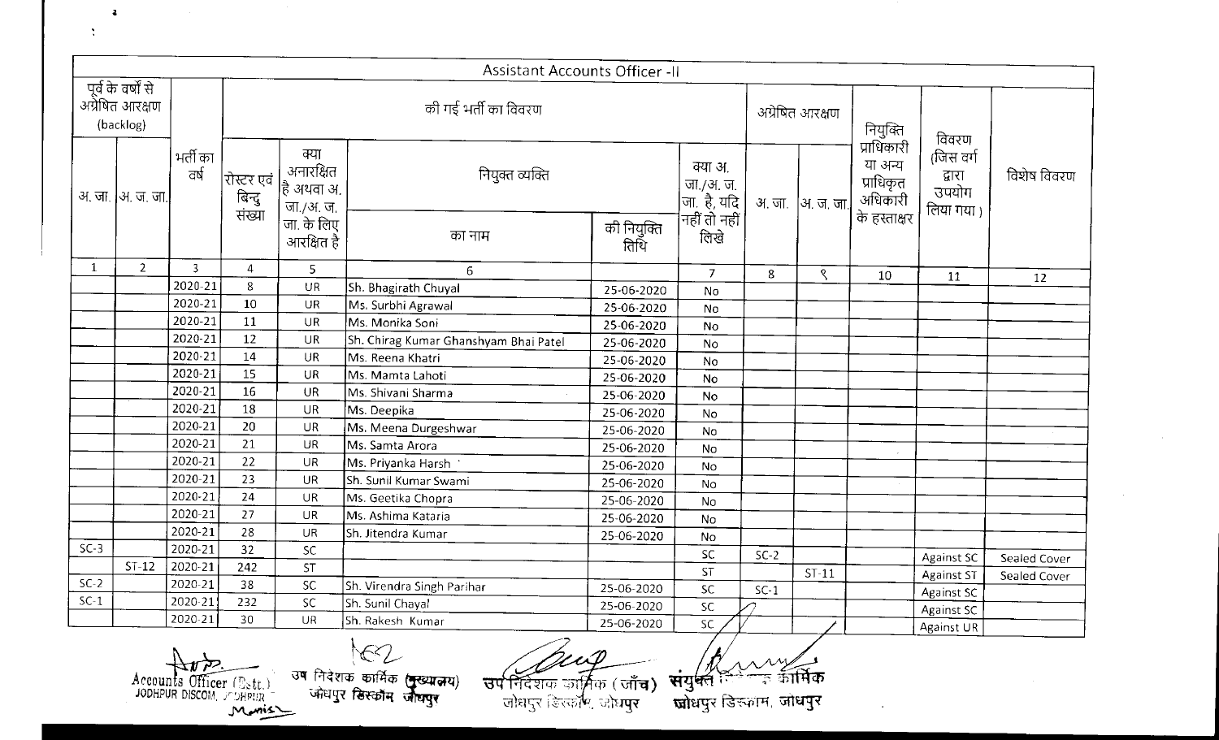| Assistant Accounts Officer -II | | | | | | | | | | | | |
|---|---|---|---|---|---|---|---|---|---|---|---|---|
| पूर्व के वर्षों से अग्रेषित आरक्षण (backlog) | | भर्ती का वर्ष | की गई भर्ती का विवरण | | | | | अग्रेषित आरक्षण | | नियुक्ति प्राधिकारी या अन्य प्राधिकृत अधिकारी के हस्ताक्षर | विवरण (जिस वर्ग द्वारा उपयोग लिया गया) | विशेष विवरण |
| अ. जा. | अ. ज. जा. | | रोस्टर एवं बिन्दु संख्या | क्या अनारक्षित है अथवा अ. जा./अ. ज. जा. के लिए आरक्षित है | नियुक्त व्यक्ति का नाम | नियुक्त व्यक्ति की नियुक्ति तिथि | क्या अ. जा./अ. ज. जा. है, यदि नहीं तो नहीं लिखे | अ. जा. | अ. ज. जा. | | | |
| 1 | 2 | 3 | 4 | 5 | 6 | | 7 | 8 | ९ | 10 | 11 | 12 |
| | | 2020-21 | 8 | UR | Sh. Bhagirath Chuyal | 25-06-2020 | No | | | | | |
| | | 2020-21 | 10 | UR | Ms. Surbhi Agrawal | 25-06-2020 | No | | | | | |
| | | 2020-21 | 11 | UR | Ms. Monika Soni | 25-06-2020 | No | | | | | |
| | | 2020-21 | 12 | UR | Sh. Chirag Kumar Ghanshyam Bhai Patel | 25-06-2020 | No | | | | | |
| | | 2020-21 | 14 | UR | Ms. Reena Khatri | 25-06-2020 | No | | | | | |
| | | 2020-21 | 15 | UR | Ms. Mamta Lahoti | 25-06-2020 | No | | | | | |
| | | 2020-21 | 16 | UR | Ms. Shivani Sharma | 25-06-2020 | No | | | | | |
| | | 2020-21 | 18 | UR | Ms. Deepika | 25-06-2020 | No | | | | | |
| | | 2020-21 | 20 | UR | Ms. Meena Durgeshwar | 25-06-2020 | No | | | | | |
| | | 2020-21 | 21 | UR | Ms. Samta Arora | 25-06-2020 | No | | | | | |
| | | 2020-21 | 22 | UR | Ms. Priyanka Harsh | 25-06-2020 | No | | | | | |
| | | 2020-21 | 23 | UR | Sh. Sunil Kumar Swami | 25-06-2020 | No | | | | | |
| | | 2020-21 | 24 | UR | Ms. Geetika Chopra | 25-06-2020 | No | | | | | |
| | | 2020-21 | 27 | UR | Ms. Ashima Kataria | 25-06-2020 | No | | | | | |
| | | 2020-21 | 28 | UR | Sh. Jitendra Kumar | 25-06-2020 | No | | | | | |
| SC-3 | | 2020-21 | 32 | SC | | | SC | SC-2 | | | Against SC | Sealed Cover |
| | ST-12 | 2020-21 | 242 | ST | | | ST | | ST-11 | | Against ST | Sealed Cover |
| SC-2 | | 2020-21 | 38 | SC | Sh. Virendra Singh Parihar | 25-06-2020 | SC | SC-1 | | | Against SC | |
| SC-1 | | 2020-21 | 232 | SC | Sh. Sunil Chayal | 25-06-2020 | SC | | | | Against SC | |
| | | 2020-21 | 30 | UR | Sh. Rakesh Kumar | 25-06-2020 | SC | | | | Against UR | |

Accounts Officer (Estt.)
JODHPUR DISCOM, JODHPUR

उप निदेशक कार्मिक (मुख्यालय)
जोधपुर डिस्कॉम जोधपुर

उप निदेशक कार्मिक (जाँच)
जोधपुर डिस्कॉम, जोधपुर

संयुक्त निदेशक कार्मिक
जोधपुर डिस्काम, जोधपुर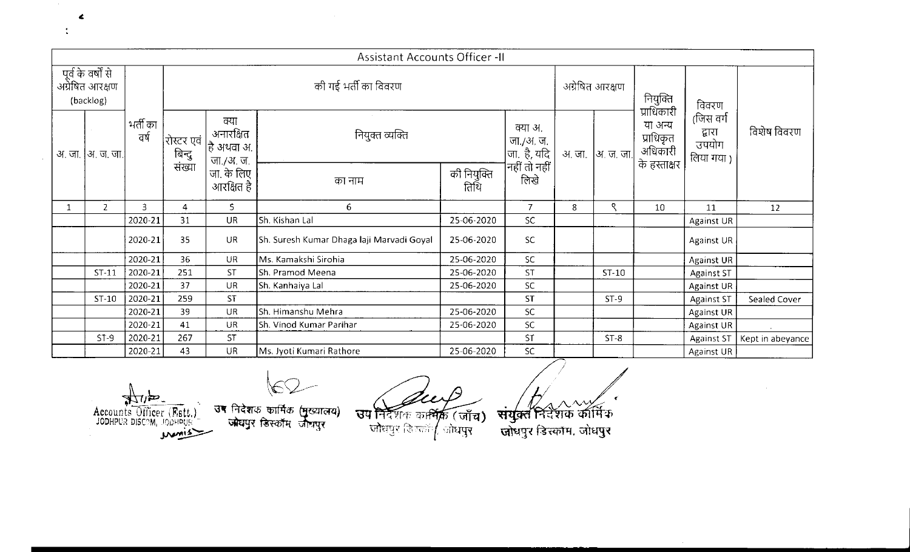| Assistant Accounts Officer -II | | | | | | | | | | | | |
|---|---|---|---|---|---|---|---|---|---|---|---|---|
| पूर्व के वर्षों से अग्रेषित आरक्षण (backlog) | | भर्ती का वर्ष | की गई भर्ती का विवरण | | | | | अग्रेषित आरक्षण | | नियुक्ति प्राधिकारी या अन्य प्राधिकृत अधिकारी के हस्ताक्षर | विवरण (जिस वर्ग द्वारा उपयोग लिया गया) | विशेष विवरण |
| अ. जा. | अ. ज. जा. | | रोस्टर एवं बिन्दु संख्या | क्या अनारक्षित है अथवा अ. जा./अ. ज. जा. के लिए आरक्षित है | नियुक्त व्यक्ति का नाम | की नियुक्ति तिथि | क्या अ. जा./अ. ज. जा. है, यदि नहीं तो नहीं लिखे | अ. जा. | अ. ज. जा. | | | |
| 1 | 2 | 3 | 4 | 5 | 6 | | 7 | 8 | ९ | 10 | 11 | 12 |
| | | 2020-21 | 31 | UR | Sh. Kishan Lal | 25-06-2020 | SC | | | | Against UR | |
| | | 2020-21 | 35 | UR | Sh. Suresh Kumar Dhaga laji Marvadi Goyal | 25-06-2020 | SC | | | | Against UR | |
| | | 2020-21 | 36 | UR | Ms. Kamakshi Sirohia | 25-06-2020 | SC | | | | Against UR | |
| | ST-11 | 2020-21 | 251 | ST | Sh. Pramod Meena | 25-06-2020 | ST | | ST-10 | | Against ST | |
| | | 2020-21 | 37 | UR | Sh. Kanhaiya Lal | 25-06-2020 | SC | | | | Against UR | |
| | ST-10 | 2020-21 | 259 | ST | | | ST | | ST-9 | | Against ST | Sealed Cover |
| | | 2020-21 | 39 | UR | Sh. Himanshu Mehra | 25-06-2020 | SC | | | | Against UR | |
| | | 2020-21 | 41 | UR | Sh. Vinod Kumar Parihar | 25-06-2020 | SC | | | | Against UR | |
| | ST-9 | 2020-21 | 267 | ST | | | ST | | ST-8 | | Against ST | Kept in abeyance |
| | | 2020-21 | 43 | UR | Ms. Jyoti Kumari Rathore | 25-06-2020 | SC | | | | Against UR | |

Accounts Officer (Estt.)
JODHPUR DISCOM, JODHPUR

उप निदेशक कार्मिक (मुख्यालय)
जोधपुर डिस्कॉम जोधपुर

उप निदेशक कार्मिक (जाँच)
जोधपुर डिस्कॉम जोधपुर

संयुक्त निदेशक कार्मिक
जोधपुर डिस्कॉम, जोधपुर